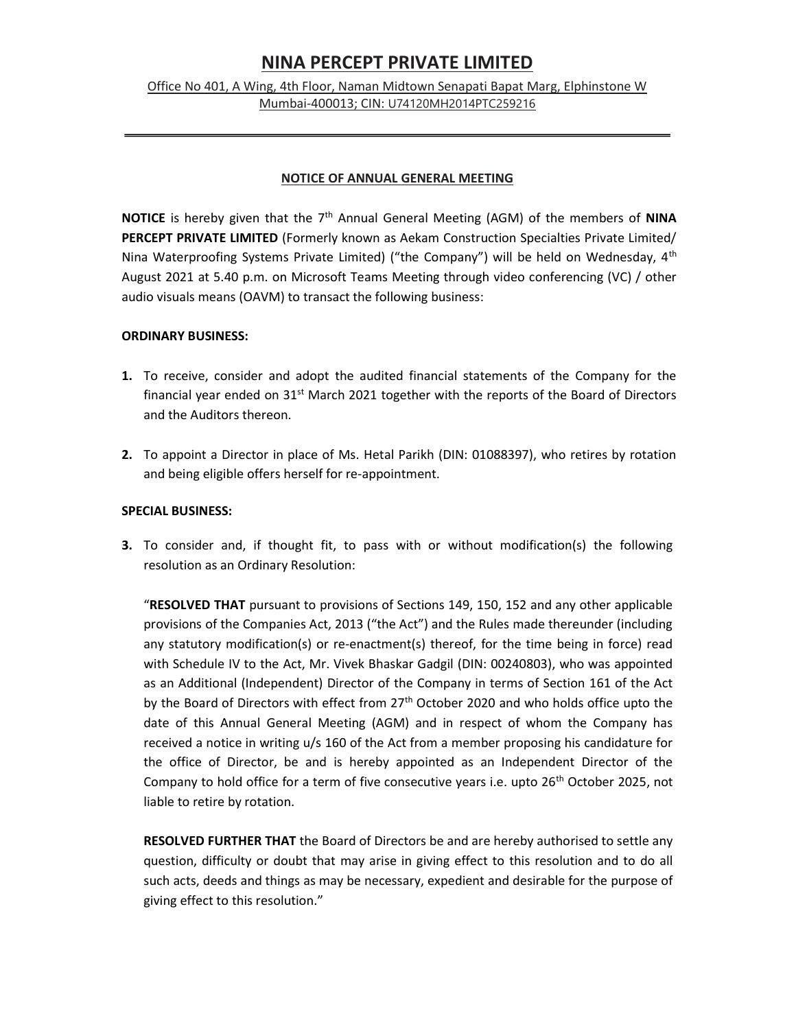# NINA PERCEPT PRIVATE LIMITED

Office No 401, A Wing, 4th Floor, Naman Midtown Senapati Bapat Marg, Elphinstone W Mumbai-400013; CIN: U74120MH2014PTC259216

---

## NOTICE OF ANNUAL GENERAL MEETING

**NOTICE** is hereby given that the 7th Annual General Meeting (AGM) of the members of **NINA PERCEPT PRIVATE LIMITED** (Formerly known as Aekam Construction Specialties Private Limited/ Nina Waterproofing Systems Private Limited) ("the Company") will be held on Wednesday, 4th August 2021 at 5.40 p.m. on Microsoft Teams Meeting through video conferencing (VC) / other audio visuals means (OAVM) to transact the following business:

### ORDINARY BUSINESS:

1. To receive, consider and adopt the audited financial statements of the Company for the financial year ended on 31st March 2021 together with the reports of the Board of Directors and the Auditors thereon.

2. To appoint a Director in place of Ms. Hetal Parikh (DIN: 01088397), who retires by rotation and being eligible offers herself for re-appointment.

### SPECIAL BUSINESS:

3. To consider and, if thought fit, to pass with or without modification(s) the following resolution as an Ordinary Resolution:

   "**RESOLVED THAT** pursuant to provisions of Sections 149, 150, 152 and any other applicable provisions of the Companies Act, 2013 ("the Act") and the Rules made thereunder (including any statutory modification(s) or re-enactment(s) thereof, for the time being in force) read with Schedule IV to the Act, Mr. Vivek Bhaskar Gadgil (DIN: 00240803), who was appointed as an Additional (Independent) Director of the Company in terms of Section 161 of the Act by the Board of Directors with effect from 27th October 2020 and who holds office upto the date of this Annual General Meeting (AGM) and in respect of whom the Company has received a notice in writing u/s 160 of the Act from a member proposing his candidature for the office of Director, be and is hereby appointed as an Independent Director of the Company to hold office for a term of five consecutive years i.e. upto 26th October 2025, not liable to retire by rotation.

   **RESOLVED FURTHER THAT** the Board of Directors be and are hereby authorised to settle any question, difficulty or doubt that may arise in giving effect to this resolution and to do all such acts, deeds and things as may be necessary, expedient and desirable for the purpose of giving effect to this resolution."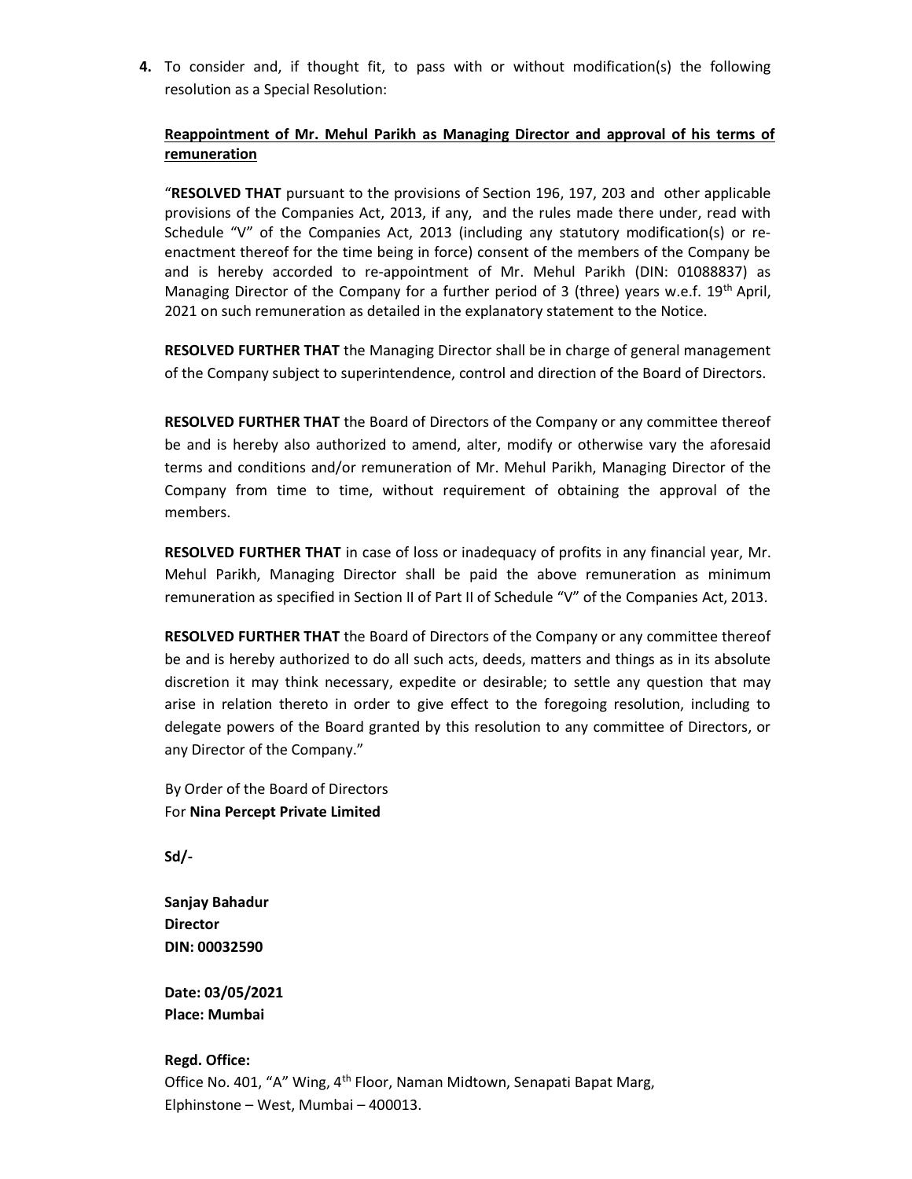4. To consider and, if thought fit, to pass with or without modification(s) the following resolution as a Special Resolution:

**Reappointment of Mr. Mehul Parikh as Managing Director and approval of his terms of remuneration**

"**RESOLVED THAT** pursuant to the provisions of Section 196, 197, 203 and other applicable provisions of the Companies Act, 2013, if any, and the rules made there under, read with Schedule "V" of the Companies Act, 2013 (including any statutory modification(s) or re-enactment thereof for the time being in force) consent of the members of the Company be and is hereby accorded to re-appointment of Mr. Mehul Parikh (DIN: 01088837) as Managing Director of the Company for a further period of 3 (three) years w.e.f. 19th April, 2021 on such remuneration as detailed in the explanatory statement to the Notice.

**RESOLVED FURTHER THAT** the Managing Director shall be in charge of general management of the Company subject to superintendence, control and direction of the Board of Directors.

**RESOLVED FURTHER THAT** the Board of Directors of the Company or any committee thereof be and is hereby also authorized to amend, alter, modify or otherwise vary the aforesaid terms and conditions and/or remuneration of Mr. Mehul Parikh, Managing Director of the Company from time to time, without requirement of obtaining the approval of the members.

**RESOLVED FURTHER THAT** in case of loss or inadequacy of profits in any financial year, Mr. Mehul Parikh, Managing Director shall be paid the above remuneration as minimum remuneration as specified in Section II of Part II of Schedule "V" of the Companies Act, 2013.

**RESOLVED FURTHER THAT** the Board of Directors of the Company or any committee thereof be and is hereby authorized to do all such acts, deeds, matters and things as in its absolute discretion it may think necessary, expedite or desirable; to settle any question that may arise in relation thereto in order to give effect to the foregoing resolution, including to delegate powers of the Board granted by this resolution to any committee of Directors, or any Director of the Company."

By Order of the Board of Directors
For **Nina Percept Private Limited**

**Sd/-**

**Sanjay Bahadur**
**Director**
**DIN: 00032590**

**Date: 03/05/2021**
**Place: Mumbai**

**Regd. Office:**
Office No. 401, "A" Wing, 4th Floor, Naman Midtown, Senapati Bapat Marg, Elphinstone – West, Mumbai – 400013.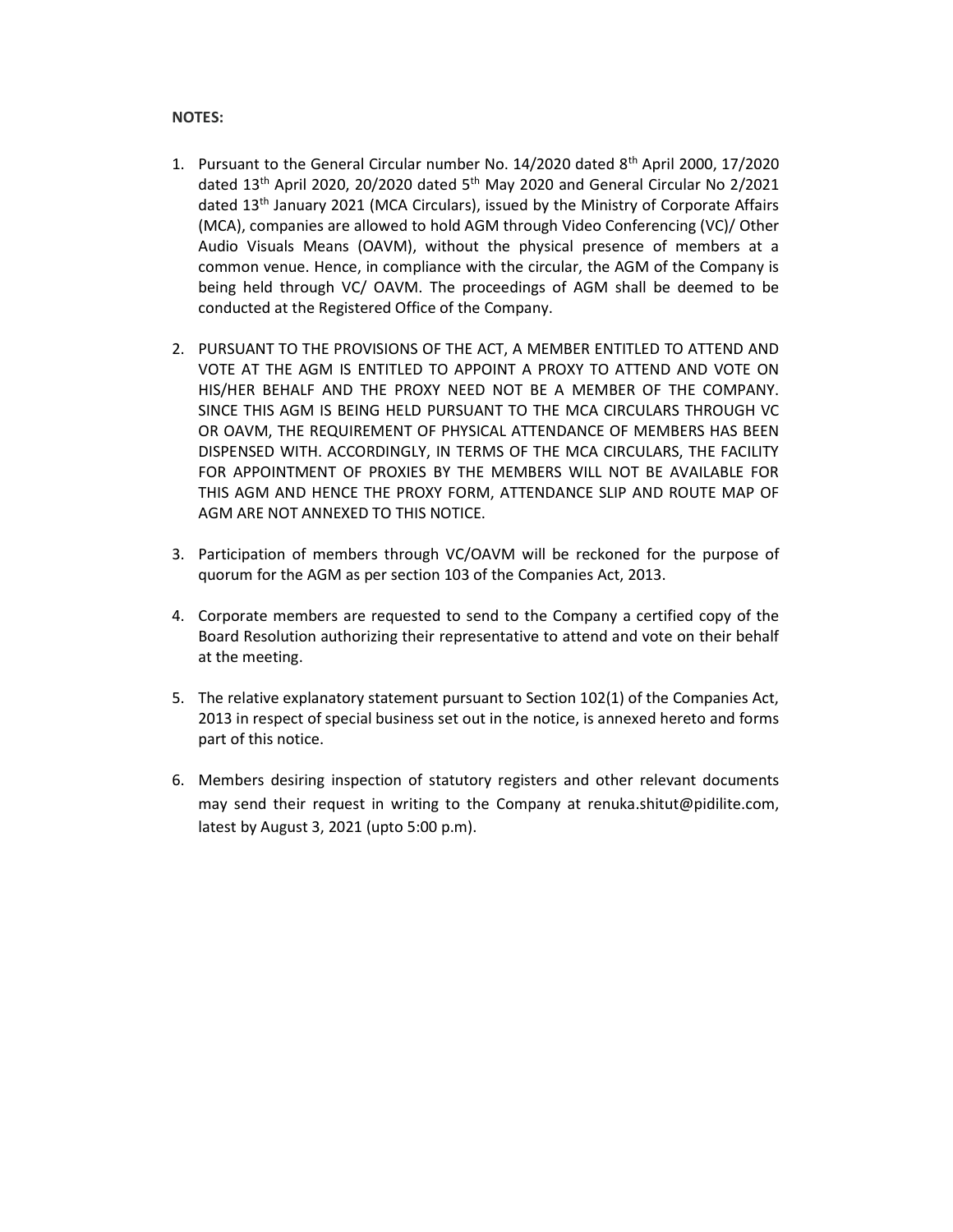**NOTES:**

1. Pursuant to the General Circular number No. 14/2020 dated 8th April 2000, 17/2020 dated 13th April 2020, 20/2020 dated 5th May 2020 and General Circular No 2/2021 dated 13th January 2021 (MCA Circulars), issued by the Ministry of Corporate Affairs (MCA), companies are allowed to hold AGM through Video Conferencing (VC)/ Other Audio Visuals Means (OAVM), without the physical presence of members at a common venue. Hence, in compliance with the circular, the AGM of the Company is being held through VC/ OAVM. The proceedings of AGM shall be deemed to be conducted at the Registered Office of the Company.

2. PURSUANT TO THE PROVISIONS OF THE ACT, A MEMBER ENTITLED TO ATTEND AND VOTE AT THE AGM IS ENTITLED TO APPOINT A PROXY TO ATTEND AND VOTE ON HIS/HER BEHALF AND THE PROXY NEED NOT BE A MEMBER OF THE COMPANY. SINCE THIS AGM IS BEING HELD PURSUANT TO THE MCA CIRCULARS THROUGH VC OR OAVM, THE REQUIREMENT OF PHYSICAL ATTENDANCE OF MEMBERS HAS BEEN DISPENSED WITH. ACCORDINGLY, IN TERMS OF THE MCA CIRCULARS, THE FACILITY FOR APPOINTMENT OF PROXIES BY THE MEMBERS WILL NOT BE AVAILABLE FOR THIS AGM AND HENCE THE PROXY FORM, ATTENDANCE SLIP AND ROUTE MAP OF AGM ARE NOT ANNEXED TO THIS NOTICE.

3. Participation of members through VC/OAVM will be reckoned for the purpose of quorum for the AGM as per section 103 of the Companies Act, 2013.

4. Corporate members are requested to send to the Company a certified copy of the Board Resolution authorizing their representative to attend and vote on their behalf at the meeting.

5. The relative explanatory statement pursuant to Section 102(1) of the Companies Act, 2013 in respect of special business set out in the notice, is annexed hereto and forms part of this notice.

6. Members desiring inspection of statutory registers and other relevant documents may send their request in writing to the Company at renuka.shitut@pidilite.com, latest by August 3, 2021 (upto 5:00 p.m).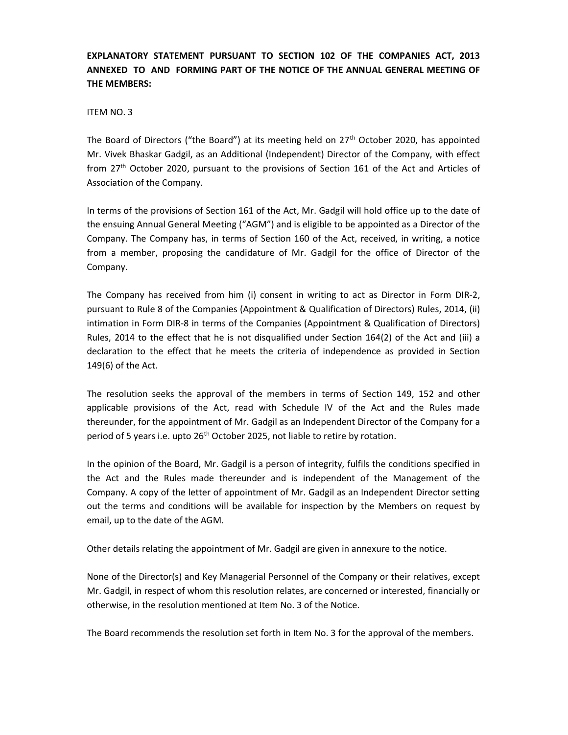**EXPLANATORY STATEMENT PURSUANT TO SECTION 102 OF THE COMPANIES ACT, 2013 ANNEXED TO AND FORMING PART OF THE NOTICE OF THE ANNUAL GENERAL MEETING OF THE MEMBERS:**

ITEM NO. 3

The Board of Directors ("the Board") at its meeting held on 27th October 2020, has appointed Mr. Vivek Bhaskar Gadgil, as an Additional (Independent) Director of the Company, with effect from 27th October 2020, pursuant to the provisions of Section 161 of the Act and Articles of Association of the Company.

In terms of the provisions of Section 161 of the Act, Mr. Gadgil will hold office up to the date of the ensuing Annual General Meeting ("AGM") and is eligible to be appointed as a Director of the Company. The Company has, in terms of Section 160 of the Act, received, in writing, a notice from a member, proposing the candidature of Mr. Gadgil for the office of Director of the Company.

The Company has received from him (i) consent in writing to act as Director in Form DIR-2, pursuant to Rule 8 of the Companies (Appointment & Qualification of Directors) Rules, 2014, (ii) intimation in Form DIR-8 in terms of the Companies (Appointment & Qualification of Directors) Rules, 2014 to the effect that he is not disqualified under Section 164(2) of the Act and (iii) a declaration to the effect that he meets the criteria of independence as provided in Section 149(6) of the Act.

The resolution seeks the approval of the members in terms of Section 149, 152 and other applicable provisions of the Act, read with Schedule IV of the Act and the Rules made thereunder, for the appointment of Mr. Gadgil as an Independent Director of the Company for a period of 5 years i.e. upto 26th October 2025, not liable to retire by rotation.

In the opinion of the Board, Mr. Gadgil is a person of integrity, fulfils the conditions specified in the Act and the Rules made thereunder and is independent of the Management of the Company. A copy of the letter of appointment of Mr. Gadgil as an Independent Director setting out the terms and conditions will be available for inspection by the Members on request by email, up to the date of the AGM.

Other details relating the appointment of Mr. Gadgil are given in annexure to the notice.

None of the Director(s) and Key Managerial Personnel of the Company or their relatives, except Mr. Gadgil, in respect of whom this resolution relates, are concerned or interested, financially or otherwise, in the resolution mentioned at Item No. 3 of the Notice.

The Board recommends the resolution set forth in Item No. 3 for the approval of the members.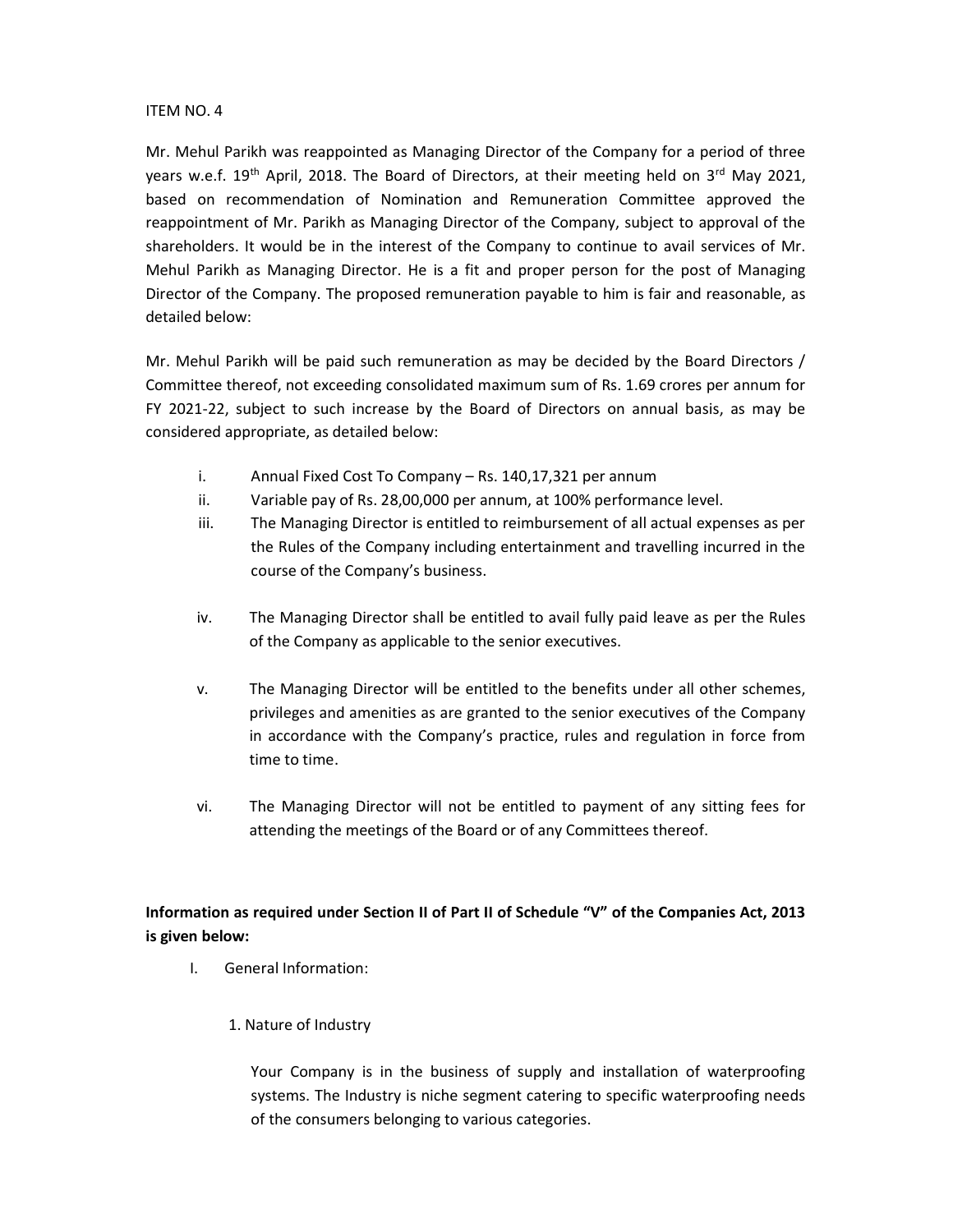ITEM NO. 4

Mr. Mehul Parikh was reappointed as Managing Director of the Company for a period of three years w.e.f. 19th April, 2018. The Board of Directors, at their meeting held on 3rd May 2021, based on recommendation of Nomination and Remuneration Committee approved the reappointment of Mr. Parikh as Managing Director of the Company, subject to approval of the shareholders. It would be in the interest of the Company to continue to avail services of Mr. Mehul Parikh as Managing Director. He is a fit and proper person for the post of Managing Director of the Company. The proposed remuneration payable to him is fair and reasonable, as detailed below:

Mr. Mehul Parikh will be paid such remuneration as may be decided by the Board Directors / Committee thereof, not exceeding consolidated maximum sum of Rs. 1.69 crores per annum for FY 2021-22, subject to such increase by the Board of Directors on annual basis, as may be considered appropriate, as detailed below:

i. Annual Fixed Cost To Company – Rs. 140,17,321 per annum
ii. Variable pay of Rs. 28,00,000 per annum, at 100% performance level.
iii. The Managing Director is entitled to reimbursement of all actual expenses as per the Rules of the Company including entertainment and travelling incurred in the course of the Company's business.
iv. The Managing Director shall be entitled to avail fully paid leave as per the Rules of the Company as applicable to the senior executives.
v. The Managing Director will be entitled to the benefits under all other schemes, privileges and amenities as are granted to the senior executives of the Company in accordance with the Company's practice, rules and regulation in force from time to time.
vi. The Managing Director will not be entitled to payment of any sitting fees for attending the meetings of the Board or of any Committees thereof.

**Information as required under Section II of Part II of Schedule "V" of the Companies Act, 2013 is given below:**

I. General Information:

1. Nature of Industry

Your Company is in the business of supply and installation of waterproofing systems. The Industry is niche segment catering to specific waterproofing needs of the consumers belonging to various categories.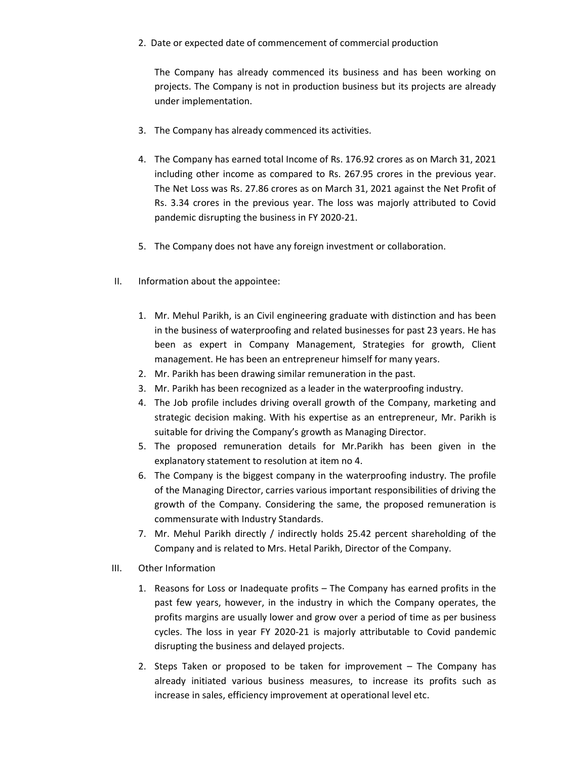2. Date or expected date of commencement of commercial production

   The Company has already commenced its business and has been working on projects. The Company is not in production business but its projects are already under implementation.

3. The Company has already commenced its activities.

4. The Company has earned total Income of Rs. 176.92 crores as on March 31, 2021 including other income as compared to Rs. 267.95 crores in the previous year. The Net Loss was Rs. 27.86 crores as on March 31, 2021 against the Net Profit of Rs. 3.34 crores in the previous year. The loss was majorly attributed to Covid pandemic disrupting the business in FY 2020-21.

5. The Company does not have any foreign investment or collaboration.

II. Information about the appointee:

1. Mr. Mehul Parikh, is an Civil engineering graduate with distinction and has been in the business of waterproofing and related businesses for past 23 years. He has been as expert in Company Management, Strategies for growth, Client management. He has been an entrepreneur himself for many years.
2. Mr. Parikh has been drawing similar remuneration in the past.
3. Mr. Parikh has been recognized as a leader in the waterproofing industry.
4. The Job profile includes driving overall growth of the Company, marketing and strategic decision making. With his expertise as an entrepreneur, Mr. Parikh is suitable for driving the Company's growth as Managing Director.
5. The proposed remuneration details for Mr.Parikh has been given in the explanatory statement to resolution at item no 4.
6. The Company is the biggest company in the waterproofing industry. The profile of the Managing Director, carries various important responsibilities of driving the growth of the Company. Considering the same, the proposed remuneration is commensurate with Industry Standards.
7. Mr. Mehul Parikh directly / indirectly holds 25.42 percent shareholding of the Company and is related to Mrs. Hetal Parikh, Director of the Company.

III. Other Information

1. Reasons for Loss or Inadequate profits – The Company has earned profits in the past few years, however, in the industry in which the Company operates, the profits margins are usually lower and grow over a period of time as per business cycles. The loss in year FY 2020-21 is majorly attributable to Covid pandemic disrupting the business and delayed projects.

2. Steps Taken or proposed to be taken for improvement – The Company has already initiated various business measures, to increase its profits such as increase in sales, efficiency improvement at operational level etc.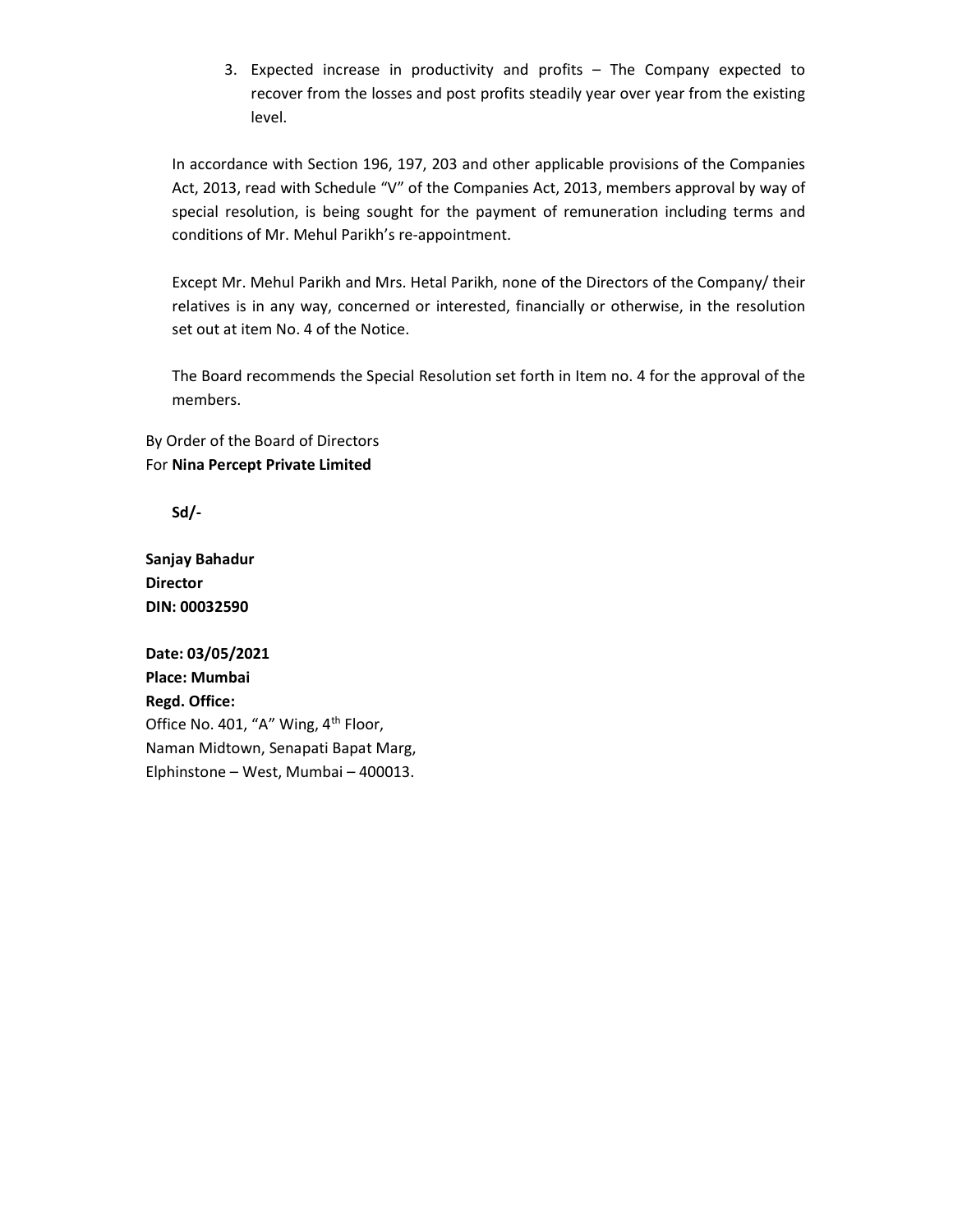3. Expected increase in productivity and profits – The Company expected to recover from the losses and post profits steadily year over year from the existing level.

In accordance with Section 196, 197, 203 and other applicable provisions of the Companies Act, 2013, read with Schedule "V" of the Companies Act, 2013, members approval by way of special resolution, is being sought for the payment of remuneration including terms and conditions of Mr. Mehul Parikh's re-appointment.

Except Mr. Mehul Parikh and Mrs. Hetal Parikh, none of the Directors of the Company/ their relatives is in any way, concerned or interested, financially or otherwise, in the resolution set out at item No. 4 of the Notice.

The Board recommends the Special Resolution set forth in Item no. 4 for the approval of the members.

By Order of the Board of Directors
For **Nina Percept Private Limited**

**Sd/-**

**Sanjay Bahadur**
**Director**
**DIN: 00032590**

**Date: 03/05/2021**
**Place: Mumbai**
**Regd. Office:**
Office No. 401, "A" Wing, 4th Floor,
Naman Midtown, Senapati Bapat Marg,
Elphinstone – West, Mumbai – 400013.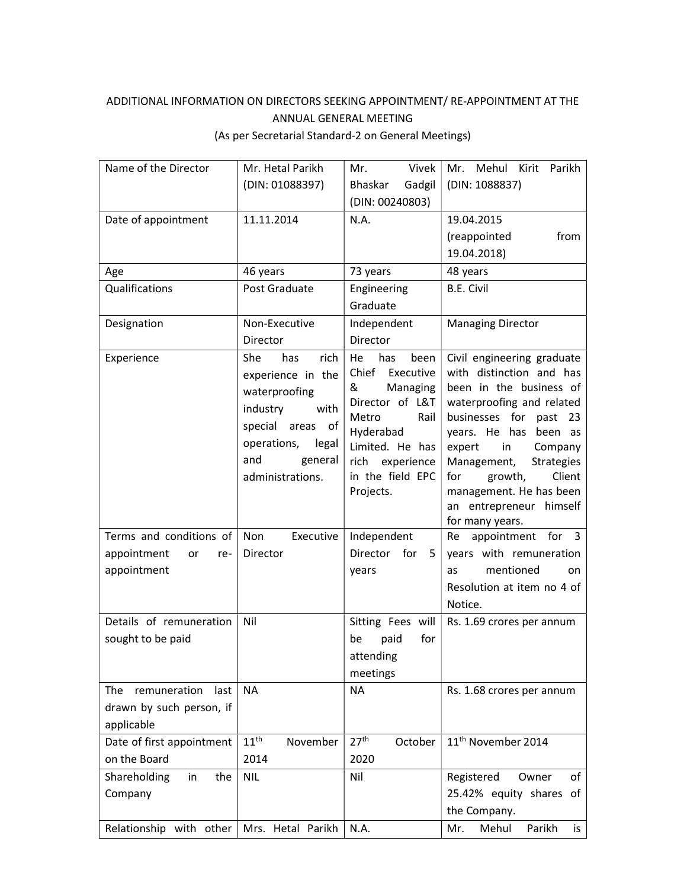ADDITIONAL INFORMATION ON DIRECTORS SEEKING APPOINTMENT/ RE-APPOINTMENT AT THE ANNUAL GENERAL MEETING

(As per Secretarial Standard-2 on General Meetings)

| Name of the Director | Mr. Hetal Parikh (DIN: 01088397) | Mr. Vivek Bhaskar Gadgil (DIN: 00240803) | Mr. Mehul Kirit Parikh (DIN: 1088837) |
|---|---|---|---|
| Date of appointment | 11.11.2014 | N.A. | 19.04.2015 (reappointed from 19.04.2018) |
| Age | 46 years | 73 years | 48 years |
| Qualifications | Post Graduate | Engineering Graduate | B.E. Civil |
| Designation | Non-Executive Director | Independent Director | Managing Director |
| Experience | She has rich experience in the waterproofing industry with special areas of operations, legal and general administrations. | He has been Chief Executive & Managing Director of L&T Metro Rail Hyderabad Limited. He has rich experience in the field EPC Projects. | Civil engineering graduate with distinction and has been in the business of waterproofing and related businesses for past 23 years. He has been as expert in Company Management, Strategies for growth, Client management. He has been an entrepreneur himself for many years. |
| Terms and conditions of appointment or re-appointment | Non Executive Director | Independent Director for 5 years | Re appointment for 3 years with remuneration as mentioned on Resolution at item no 4 of Notice. |
| Details of remuneration sought to be paid | Nil | Sitting Fees will be paid for attending meetings | Rs. 1.69 crores per annum |
| The remuneration last drawn by such person, if applicable | NA | NA | Rs. 1.68 crores per annum |
| Date of first appointment on the Board | 11th November 2014 | 27th October 2020 | 11th November 2014 |
| Shareholding in the Company | NIL | Nil | Registered Owner of 25.42% equity shares of the Company. |
| Relationship with other | Mrs. Hetal Parikh | N.A. | Mr. Mehul Parikh is |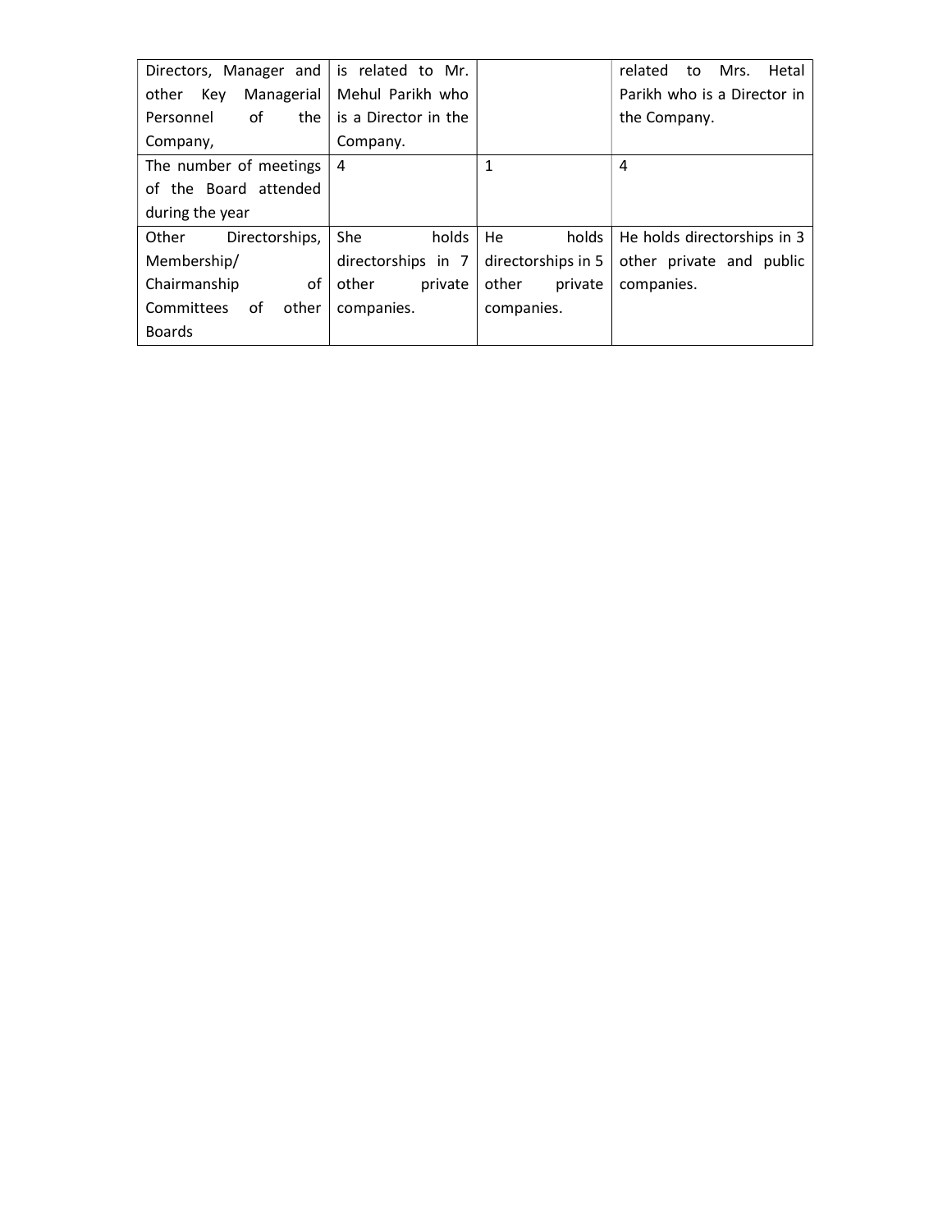| | | | |
|---|---|---|---|
| Directors, Manager and other Key Managerial Personnel of the Company, | is related to Mr. Mehul Parikh who is a Director in the Company. | | related to Mrs. Hetal Parikh who is a Director in the Company. |
| The number of meetings of the Board attended during the year | 4 | 1 | 4 |
| Other Directorships, Membership/ Chairmanship of Committees of other Boards | She holds directorships in 7 other private companies. | He holds directorships in 5 other private companies. | He holds directorships in 3 other private and public companies. |